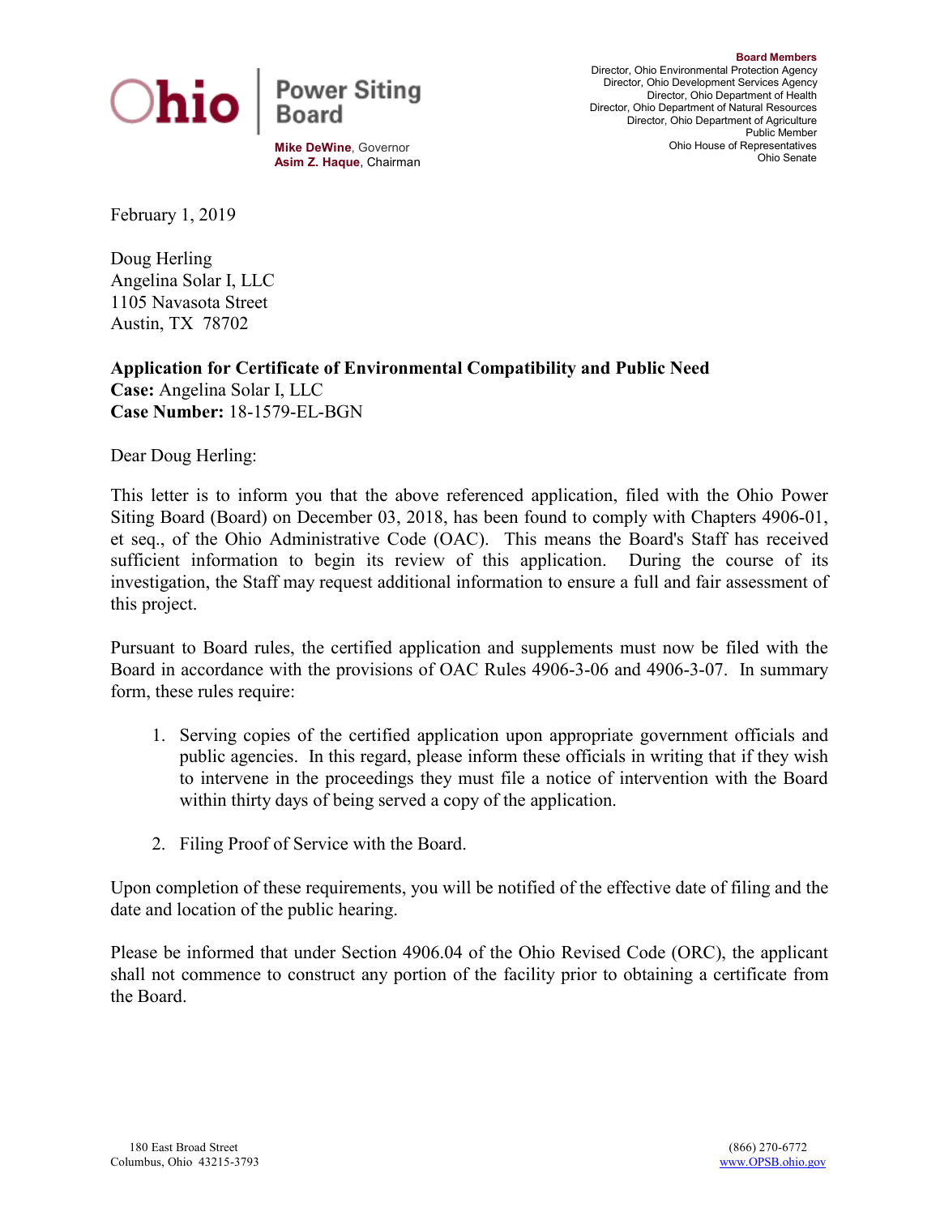Ohio | Power Siting Board

**Mike DeWine**, Governor
**Asim Z. Haque**, Chairman

**Board Members**
Director, Ohio Environmental Protection Agency
Director, Ohio Development Services Agency
Director, Ohio Department of Health
Director, Ohio Department of Natural Resources
Director, Ohio Department of Agriculture
Public Member
Ohio House of Representatives
Ohio Senate

February 1, 2019

Doug Herling
Angelina Solar I, LLC
1105 Navasota Street
Austin, TX 78702

**Application for Certificate of Environmental Compatibility and Public Need**
**Case:** Angelina Solar I, LLC
**Case Number:** 18-1579-EL-BGN

Dear Doug Herling:

This letter is to inform you that the above referenced application, filed with the Ohio Power Siting Board (Board) on December 03, 2018, has been found to comply with Chapters 4906-01, et seq., of the Ohio Administrative Code (OAC). This means the Board's Staff has received sufficient information to begin its review of this application. During the course of its investigation, the Staff may request additional information to ensure a full and fair assessment of this project.

Pursuant to Board rules, the certified application and supplements must now be filed with the Board in accordance with the provisions of OAC Rules 4906-3-06 and 4906-3-07. In summary form, these rules require:

1. Serving copies of the certified application upon appropriate government officials and public agencies. In this regard, please inform these officials in writing that if they wish to intervene in the proceedings they must file a notice of intervention with the Board within thirty days of being served a copy of the application.

2. Filing Proof of Service with the Board.

Upon completion of these requirements, you will be notified of the effective date of filing and the date and location of the public hearing.

Please be informed that under Section 4906.04 of the Ohio Revised Code (ORC), the applicant shall not commence to construct any portion of the facility prior to obtaining a certificate from the Board.

180 East Broad Street
Columbus, Ohio 43215-3793

(866) 270-6772
www.OPSB.ohio.gov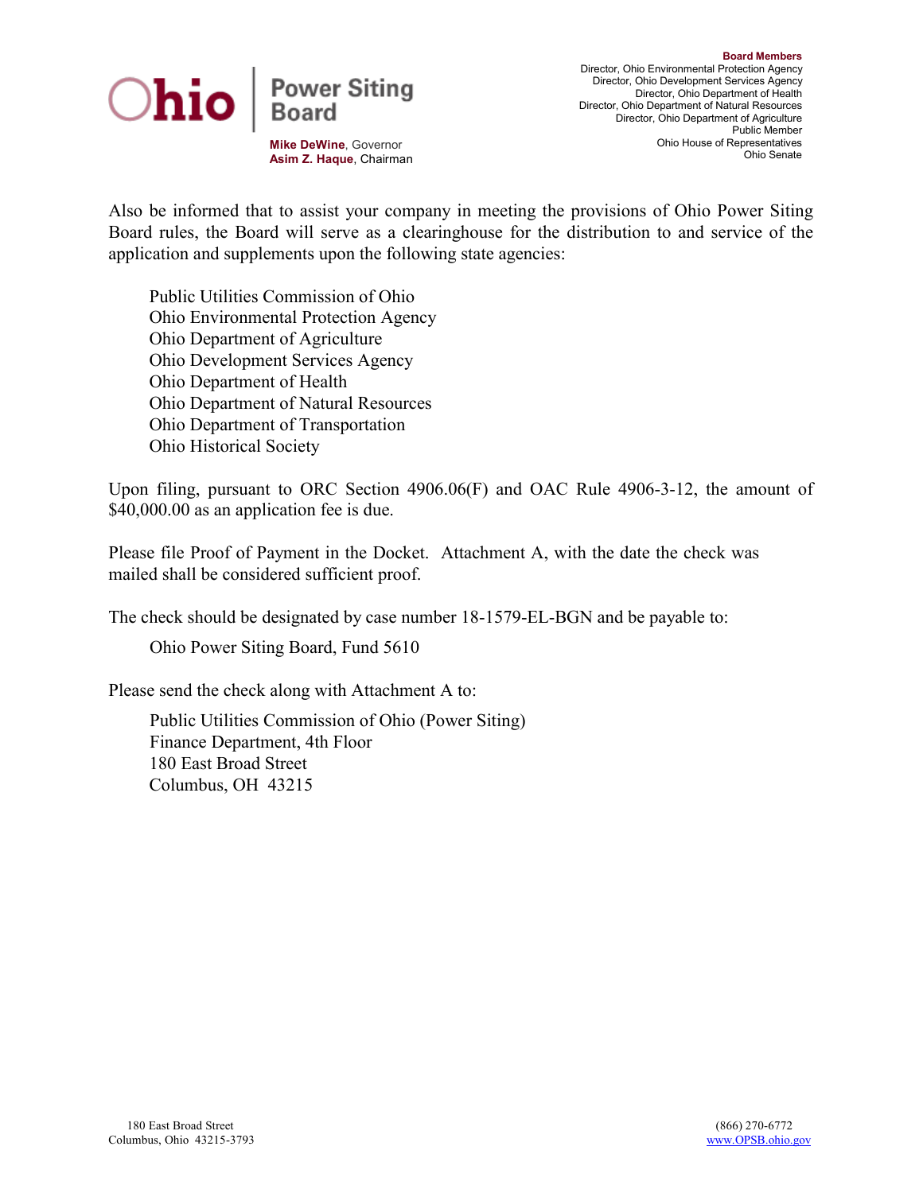Also be informed that to assist your company in meeting the provisions of Ohio Power Siting Board rules, the Board will serve as a clearinghouse for the distribution to and service of the application and supplements upon the following state agencies:

Public Utilities Commission of Ohio
Ohio Environmental Protection Agency
Ohio Department of Agriculture
Ohio Development Services Agency
Ohio Department of Health
Ohio Department of Natural Resources
Ohio Department of Transportation
Ohio Historical Society

Upon filing, pursuant to ORC Section 4906.06(F) and OAC Rule 4906-3-12, the amount of $40,000.00 as an application fee is due.

Please file Proof of Payment in the Docket. Attachment A, with the date the check was mailed shall be considered sufficient proof.

The check should be designated by case number 18-1579-EL-BGN and be payable to:

Ohio Power Siting Board, Fund 5610

Please send the check along with Attachment A to:

Public Utilities Commission of Ohio (Power Siting)
Finance Department, 4th Floor
180 East Broad Street
Columbus, OH 43215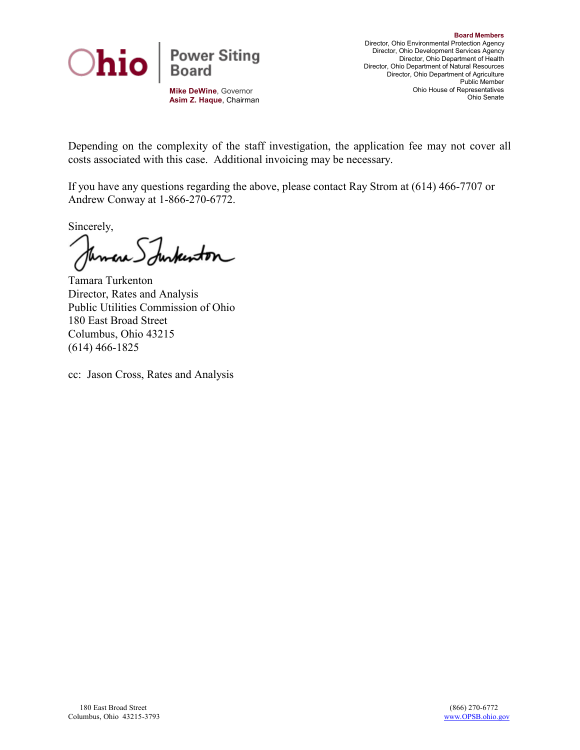Depending on the complexity of the staff investigation, the application fee may not cover all costs associated with this case. Additional invoicing may be necessary.

If you have any questions regarding the above, please contact Ray Strom at (614) 466-7707 or Andrew Conway at 1-866-270-6772.

Sincerely,

Tamara Turkenton
Director, Rates and Analysis
Public Utilities Commission of Ohio
180 East Broad Street
Columbus, Ohio 43215
(614) 466-1825

cc: Jason Cross, Rates and Analysis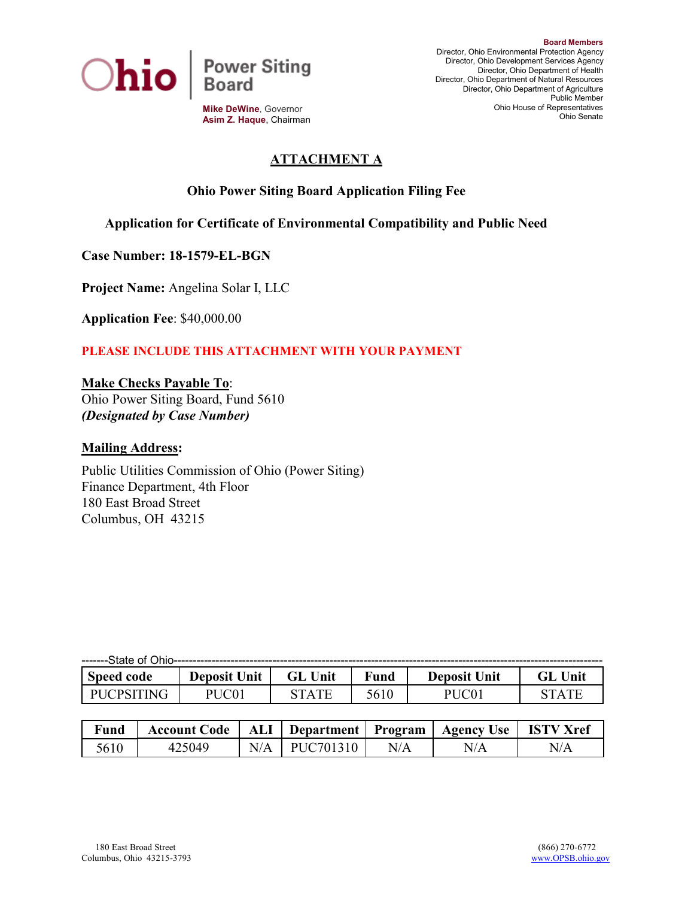Ohio | Power Siting Board

**Mike DeWine**, Governor
**Asim Z. Haque**, Chairman

**Board Members**
Director, Ohio Environmental Protection Agency
Director, Ohio Development Services Agency
Director, Ohio Department of Health
Director, Ohio Department of Natural Resources
Director, Ohio Department of Agriculture
Public Member
Ohio House of Representatives
Ohio Senate

# ATTACHMENT A

## Ohio Power Siting Board Application Filing Fee

## Application for Certificate of Environmental Compatibility and Public Need

**Case Number: 18-1579-EL-BGN**

**Project Name:** Angelina Solar I, LLC

**Application Fee**: $40,000.00

**PLEASE INCLUDE THIS ATTACHMENT WITH YOUR PAYMENT**

**Make Checks Payable To**:
Ohio Power Siting Board, Fund 5610
***(Designated by Case Number)***

**Mailing Address:**

Public Utilities Commission of Ohio (Power Siting)
Finance Department, 4th Floor
180 East Broad Street
Columbus, OH 43215

-------State of Ohio-------

| Speed code | Deposit Unit | GL Unit | Fund | Deposit Unit | GL Unit |
|---|---|---|---|---|---|
| PUCPSITING | PUC01 | STATE | 5610 | PUC01 | STATE |

| Fund | Account Code | ALI | Department | Program | Agency Use | ISTV Xref |
|---|---|---|---|---|---|---|
| 5610 | 425049 | N/A | PUC701310 | N/A | N/A | N/A |

180 East Broad Street
Columbus, Ohio 43215-3793

(866) 270-6772
www.OPSB.ohio.gov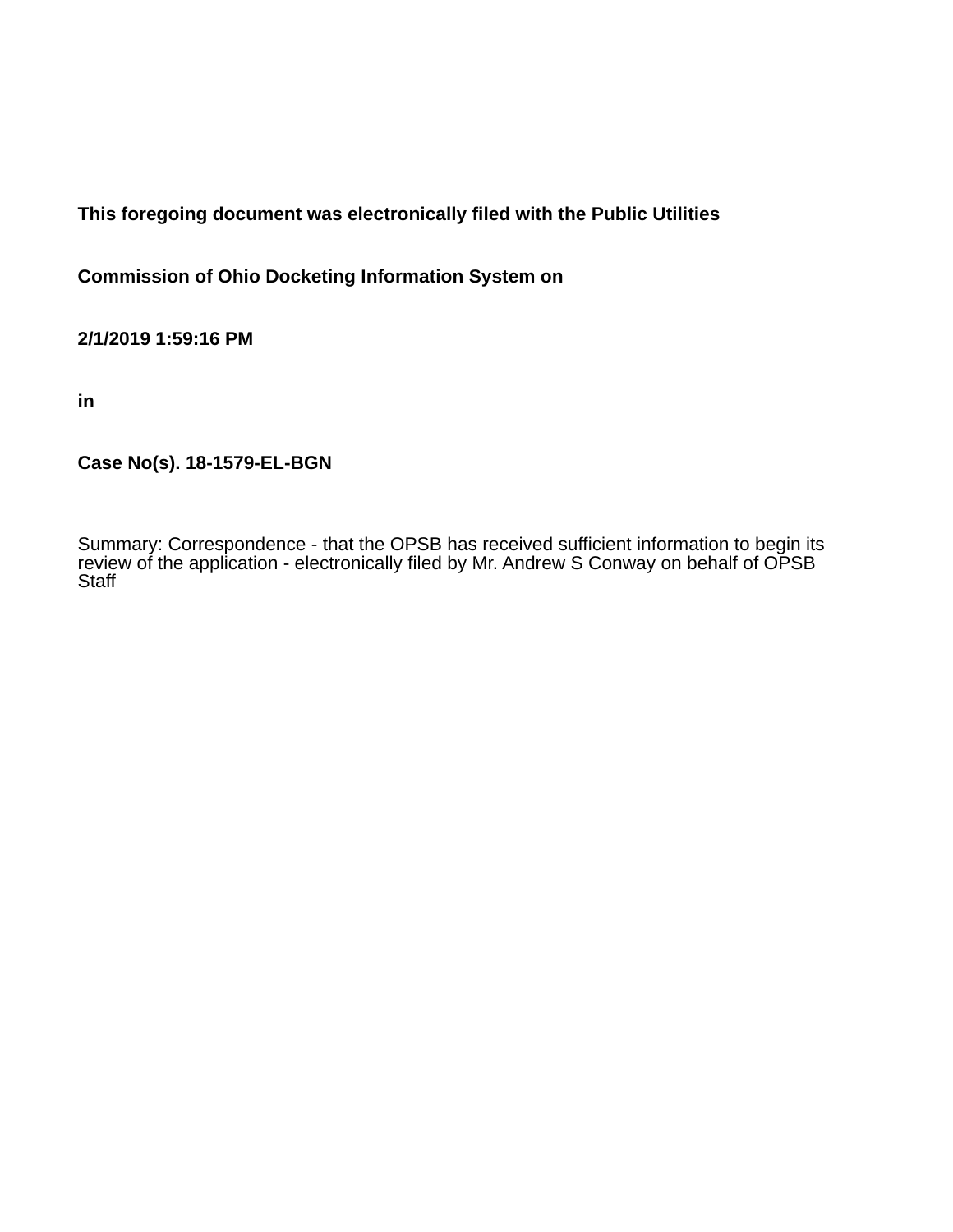**This foregoing document was electronically filed with the Public Utilities**

**Commission of Ohio Docketing Information System on**

**2/1/2019 1:59:16 PM**

**in**

**Case No(s). 18-1579-EL-BGN**

Summary: Correspondence - that the OPSB has received sufficient information to begin its review of the application - electronically filed by Mr. Andrew S Conway on behalf of OPSB Staff